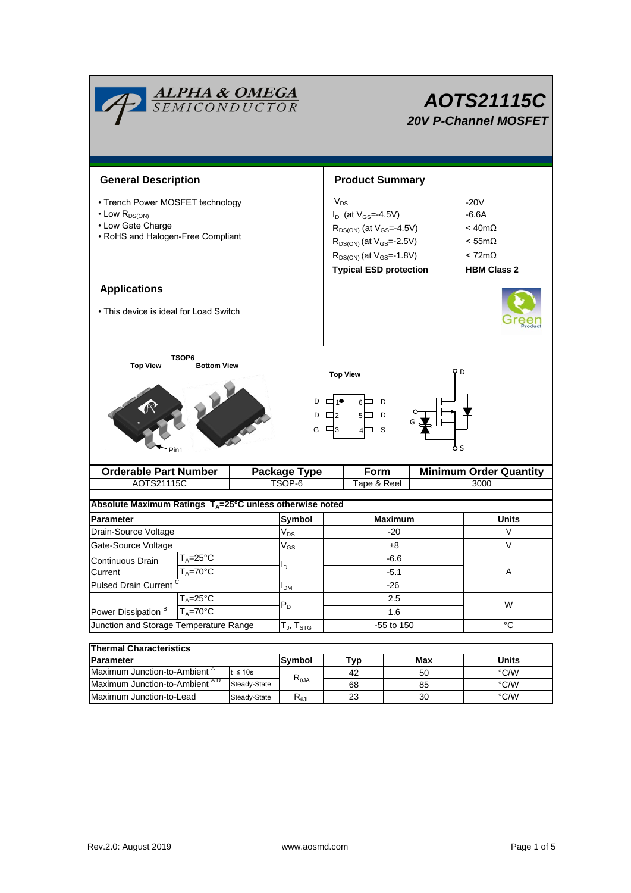ALPHA & OMEGA SEMICONDUCTOR

# AOTS21115C

## 20V P-Channel MOSFET

## General Description

- Trench Power MOSFET technology
- Low $R_{DS(ON)}$
- Low Gate Charge
- RoHS and Halogen-Free Compliant

## Product Summary

| | |
|---|---|
| $V_{DS}$ | -20V |
| $I_D$ (at $V_{GS}$=-4.5V) | -6.6A |
| $R_{DS(ON)}$ (at $V_{GS}$=-4.5V) | < 40mΩ |
| $R_{DS(ON)}$ (at $V_{GS}$=-2.5V) | < 55mΩ |
| $R_{DS(ON)}$ (at $V_{GS}$=-1.8V) | < 72mΩ |
| **Typical ESD protection** | **HBM Class 2** |

## Applications

- This device is ideal for Load Switch

TSOP6

Top View   Bottom View

Pin1

Top View

| | | | |
|---|---|---|---|
| D | 1 | 6 | D |
| D | 2 | 5 | D |
| G | 3 | 4 | S |

| Orderable Part Number | Package Type | Form | Minimum Order Quantity |
|---|---|---|---|
| AOTS21115C | TSOP-6 | Tape & Reel | 3000 |

**Absolute Maximum Ratings $T_A$=25°C unless otherwise noted**

| Parameter | | Symbol | Maximum | Units |
|---|---|---|---|---|
| Drain-Source Voltage | | $V_{DS}$ | -20 | V |
| Gate-Source Voltage | | $V_{GS}$ | ±8 | V |
| Continuous Drain Current | $T_A$=25°C | $I_D$ | -6.6 | A |
| | $T_A$=70°C | | -5.1 | |
| Pulsed Drain Current [C] | | $I_{DM}$ | -26 | |
| Power Dissipation [B] | $T_A$=25°C | $P_D$ | 2.5 | W |
| | $T_A$=70°C | | 1.6 | |
| Junction and Storage Temperature Range | | $T_J$, $T_{STG}$ | -55 to 150 | °C |

**Thermal Characteristics**

| Parameter | | Symbol | Typ | Max | Units |
|---|---|---|---|---|---|
| Maximum Junction-to-Ambient [A] | t ≤ 10s | $R_{\theta JA}$ | 42 | 50 | °C/W |
| Maximum Junction-to-Ambient [A D] | Steady-State | | 68 | 85 | °C/W |
| Maximum Junction-to-Lead | Steady-State | $R_{\theta JL}$ | 23 | 30 | °C/W |

Rev.2.0: August 2019   www.aosmd.com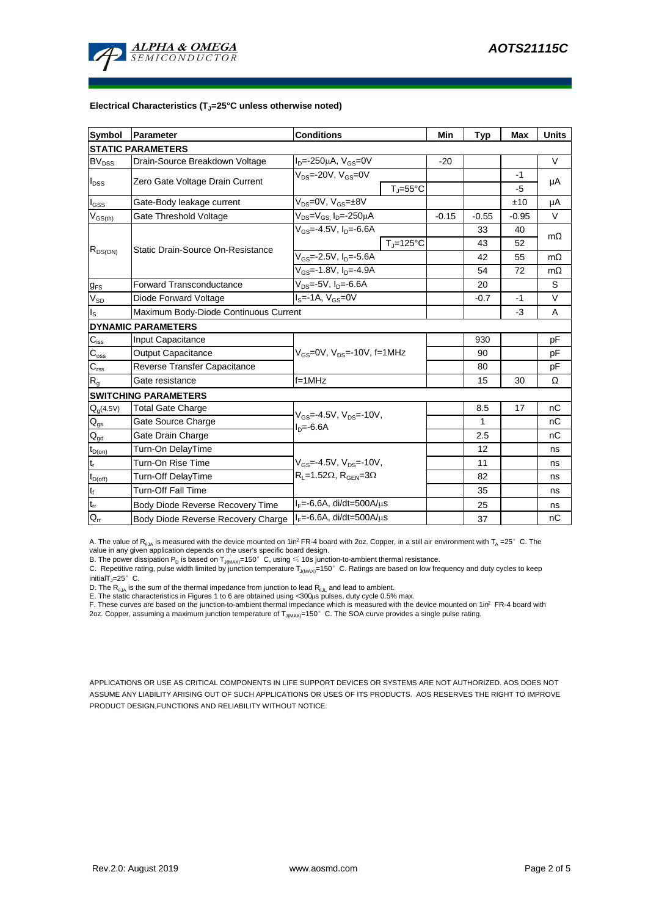**Electrical Characteristics ($T_J$=25°C unless otherwise noted)**

| Symbol | Parameter | Conditions | | Min | Typ | Max | Units |
|---|---|---|---|---|---|---|---|
| **STATIC PARAMETERS** | | | | | | | |
| $BV_{DSS}$ | Drain-Source Breakdown Voltage | $I_D$=-250µA, $V_{GS}$=0V | | -20 | | | V |
| $I_{DSS}$ | Zero Gate Voltage Drain Current | $V_{DS}$=-20V, $V_{GS}$=0V | | | | -1 | µA |
| | | | $T_J$=55°C | | | -5 | |
| $I_{GSS}$ | Gate-Body leakage current | $V_{DS}$=0V, $V_{GS}$=±8V | | | | ±10 | µA |
| $V_{GS(th)}$ | Gate Threshold Voltage | $V_{DS}$=$V_{GS}$, $I_D$=-250µA | | -0.15 | -0.55 | -0.95 | V |
| $R_{DS(ON)}$ | Static Drain-Source On-Resistance | $V_{GS}$=-4.5V, $I_D$=-6.6A | | | 33 | 40 | mΩ |
| | | | $T_J$=125°C | | 43 | 52 | |
| | | $V_{GS}$=-2.5V, $I_D$=-5.6A | | | 42 | 55 | mΩ |
| | | $V_{GS}$=-1.8V, $I_D$=-4.9A | | | 54 | 72 | mΩ |
| $g_{FS}$ | Forward Transconductance | $V_{DS}$=-5V, $I_D$=-6.6A | | | 20 | | S |
| $V_{SD}$ | Diode Forward Voltage | $I_S$=-1A, $V_{GS}$=0V | | | -0.7 | -1 | V |
| $I_S$ | Maximum Body-Diode Continuous Current | | | | | -3 | A |
| **DYNAMIC PARAMETERS** | | | | | | | |
| $C_{iss}$ | Input Capacitance | $V_{GS}$=0V, $V_{DS}$=-10V, f=1MHz | | | 930 | | pF |
| $C_{oss}$ | Output Capacitance | | | | 90 | | pF |
| $C_{rss}$ | Reverse Transfer Capacitance | | | | 80 | | pF |
| $R_g$ | Gate resistance | f=1MHz | | | 15 | 30 | Ω |
| **SWITCHING PARAMETERS** | | | | | | | |
| $Q_g$(4.5V) | Total Gate Charge | $V_{GS}$=-4.5V, $V_{DS}$=-10V, $I_D$=-6.6A | | | 8.5 | 17 | nC |
| $Q_{gs}$ | Gate Source Charge | | | | 1 | | nC |
| $Q_{gd}$ | Gate Drain Charge | | | | 2.5 | | nC |
| $t_{D(on)}$ | Turn-On DelayTime | $V_{GS}$=-4.5V, $V_{DS}$=-10V, $R_L$=1.52Ω, $R_{GEN}$=3Ω | | | 12 | | ns |
| $t_r$ | Turn-On Rise Time | | | | 11 | | ns |
| $t_{D(off)}$ | Turn-Off DelayTime | | | | 82 | | ns |
| $t_f$ | Turn-Off Fall Time | | | | 35 | | ns |
| $t_{rr}$ | Body Diode Reverse Recovery Time | $I_F$=-6.6A, di/dt=500A/µs | | | 25 | | ns |
| $Q_{rr}$ | Body Diode Reverse Recovery Charge | $I_F$=-6.6A, di/dt=500A/µs | | | 37 | | nC |

A. The value of $R_{\theta JA}$ is measured with the device mounted on 1in² FR-4 board with 2oz. Copper, in a still air environment with $T_A$ =25° C. The value in any given application depends on the user's specific board design.
B. The power dissipation $P_D$ is based on $T_{J(MAX)}$=150° C, using ≤ 10s junction-to-ambient thermal resistance.
C. Repetitive rating, pulse width limited by junction temperature $T_{J(MAX)}$=150° C. Ratings are based on low frequency and duty cycles to keep initial $T_J$=25° C.
D. The $R_{\theta JA}$ is the sum of the thermal impedance from junction to lead $R_{\theta JL}$ and lead to ambient.
E. The static characteristics in Figures 1 to 6 are obtained using <300µs pulses, duty cycle 0.5% max.
F. These curves are based on the junction-to-ambient thermal impedance which is measured with the device mounted on 1in² FR-4 board with 2oz. Copper, assuming a maximum junction temperature of $T_{J(MAX)}$=150° C. The SOA curve provides a single pulse rating.

APPLICATIONS OR USE AS CRITICAL COMPONENTS IN LIFE SUPPORT DEVICES OR SYSTEMS ARE NOT AUTHORIZED. AOS DOES NOT ASSUME ANY LIABILITY ARISING OUT OF SUCH APPLICATIONS OR USES OF ITS PRODUCTS. AOS RESERVES THE RIGHT TO IMPROVE PRODUCT DESIGN,FUNCTIONS AND RELIABILITY WITHOUT NOTICE.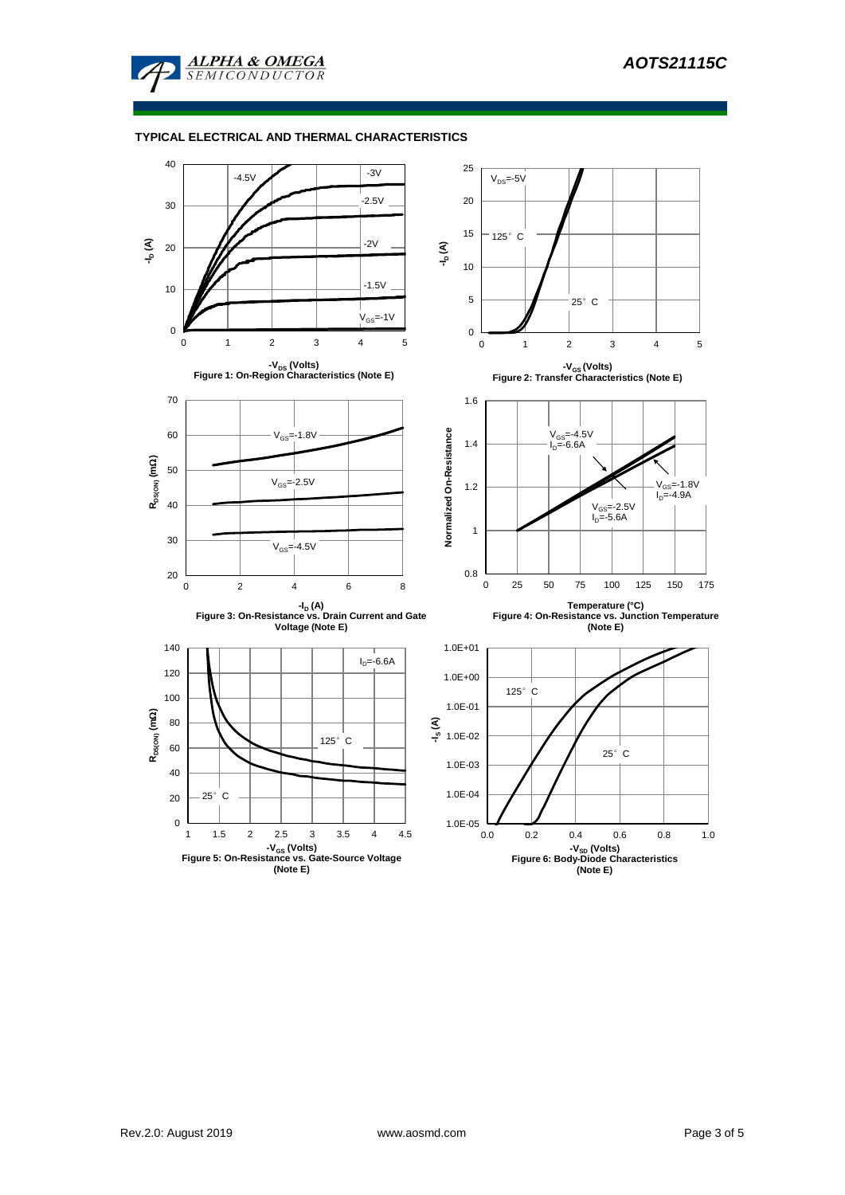## TYPICAL ELECTRICAL AND THERMAL CHARACTERISTICS

Figure 1: On-Region Characteristics (Note E)

Figure 2: Transfer Characteristics (Note E)

Figure 3: On-Resistance vs. Drain Current and Gate Voltage (Note E)

Figure 4: On-Resistance vs. Junction Temperature (Note E)

Figure 5: On-Resistance vs. Gate-Source Voltage (Note E)

Figure 6: Body-Diode Characteristics (Note E)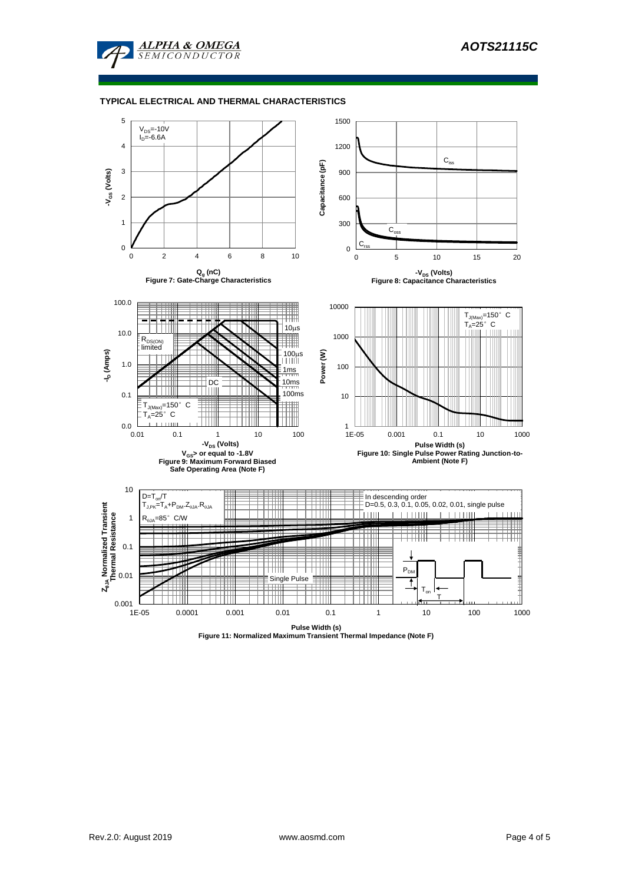## TYPICAL ELECTRICAL AND THERMAL CHARACTERISTICS

$V_{DS}$=-10V
$I_D$=-6.6A

$Q_g$ (nC)

Figure 7: Gate-Charge Characteristics

$C_{iss}$, $C_{oss}$, $C_{rss}$

$-V_{DS}$ (Volts)

Figure 8: Capacitance Characteristics

$R_{DS(ON)}$ limited

10µs, 100µs, 1ms, 10ms, 100ms, DC

$T_{J(Max)}$=150° C
$T_A$=25° C

$-V_{DS}$ (Volts)

$V_{GS}$> or equal to -1.8V

Figure 9: Maximum Forward Biased Safe Operating Area (Note F)

$T_{J(Max)}$=150° C
$T_A$=25° C

Pulse Width (s)

Figure 10: Single Pulse Power Rating Junction-to-Ambient (Note F)

$D=T_{on}/T$
$T_{J,PK}=T_A+P_{DM}.Z_{\theta JA}.R_{\theta JA}$
$R_{\theta JA}$=85° C/W

In descending order
D=0.5, 0.3, 0.1, 0.05, 0.02, 0.01, single pulse

Single Pulse

$P_{DM}$, $T_{on}$, T

Pulse Width (s)

Figure 11: Normalized Maximum Transient Thermal Impedance (Note F)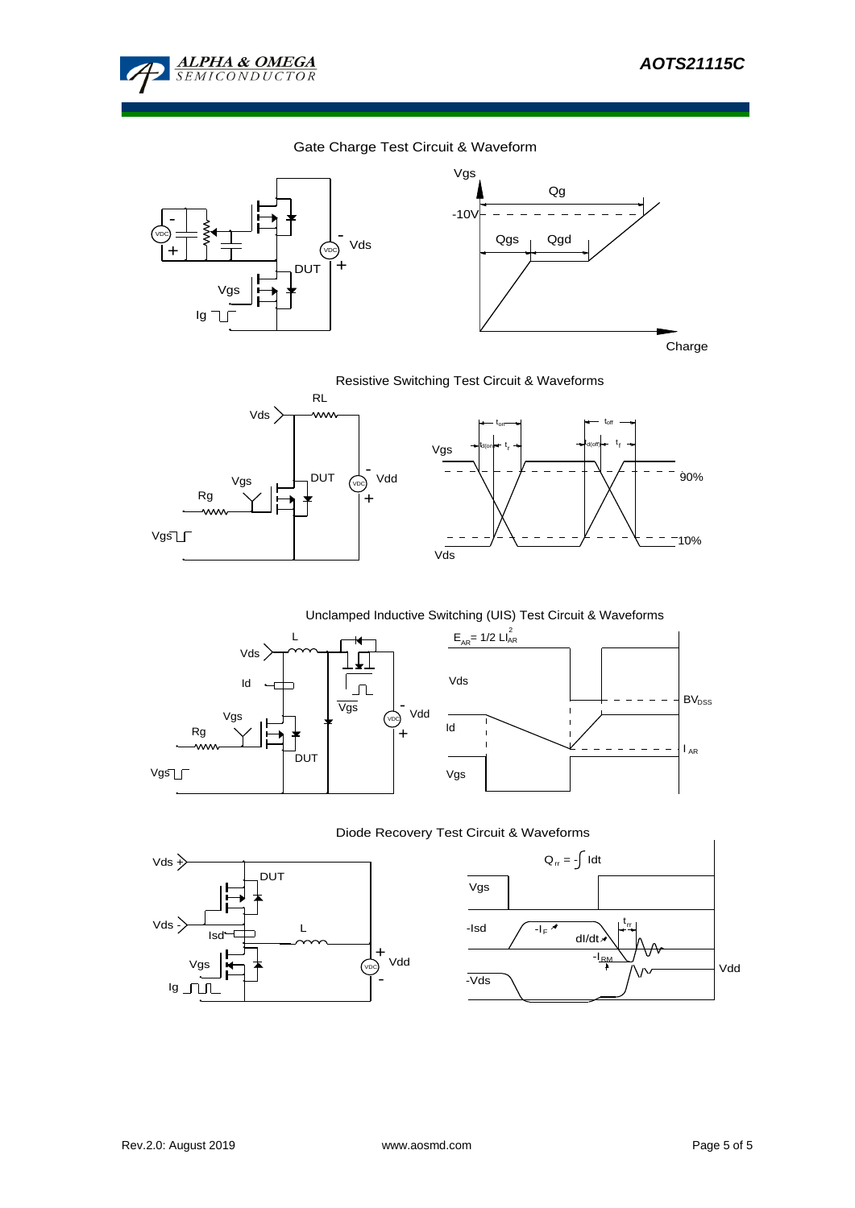## Gate Charge Test Circuit & Waveform

VDC
-
+
Vgs
Ig
DUT
VDC
-
Vds
+

Vgs
Qg
-10V
Qgs
Qgd
Charge

## Resistive Switching Test Circuit & Waveforms

RL
Vds
Vgs
Rg
Vgs
DUT
VDC
-
Vdd
+

$t_{on}$
$t_{off}$
$t_{d(on)}$
$t_r$
$t_{d(off)}$
$t_f$
Vgs
90%
10%
Vds

## Unclamped Inductive Switching (UIS) Test Circuit & Waveforms

L
Vds
Id
Vgs
Rg
Vgs
DUT
Vgs
VDC
-
Vdd
+

$E_{AR} = 1/2\ LI_{AR}^2$
Vds
$BV_{DSS}$
Id
$I_{AR}$
Vgs

## Diode Recovery Test Circuit & Waveforms

Vds +
DUT
Vds -
Isd
L
Vgs
Ig
VDC
+
Vdd
-

$Q_{rr} = -\int Idt$
Vgs
-Isd
$-I_F$
dI/dt
$t_{rr}$
$-I_{RM}$
-Vds
Vdd